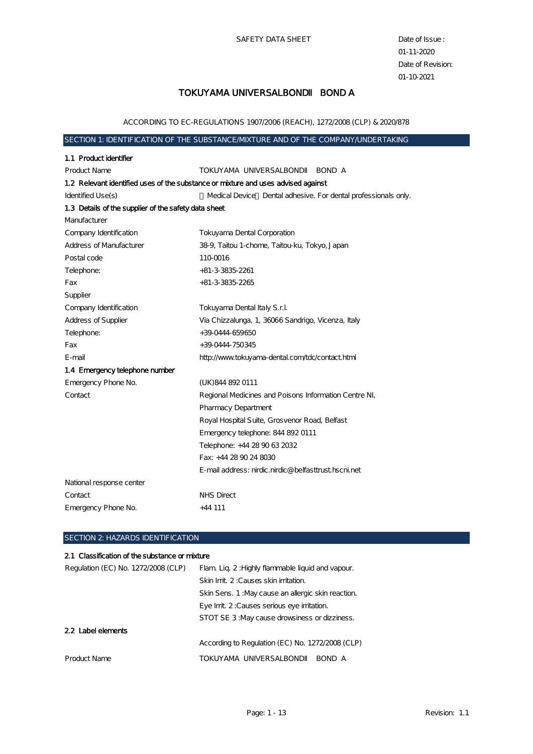SAFETY DATA SHEET

Date of Issue :
01-11-2020
Date of Revision:
01-10-2021

# TOKUYAMA UNIVERSALBONDII BOND A

ACCORDING TO EC-REGULATIONS 1907/2006 (REACH), 1272/2008 (CLP) & 2020/878

## SECTION 1: IDENTIFICATION OF THE SUBSTANCE/MIXTURE AND OF THE COMPANY/UNDERTAKING

### 1.1 Product identifier

| | |
|---|---|
| Product Name | TOKUYAMA UNIVERSALBONDII BOND A |

### 1.2 Relevant identified uses of the substance or mixture and uses advised against

| | |
|---|---|
| Identified Use(s) | Medical Device Dental adhesive. For dental professionals only. |

### 1.3 Details of the supplier of the safety data sheet

| | |
|---|---|
| Manufacturer | |
| Company Identification | Tokuyama Dental Corporation |
| Address of Manufacturer | 38-9, Taitou 1-chome, Taitou-ku, Tokyo, Japan |
| Postal code | 110-0016 |
| Telephone: | +81-3-3835-2261 |
| Fax | +81-3-3835-2265 |
| Supplier | |
| Company Identification | Tokuyama Dental Italy S.r.l. |
| Address of Supplier | Via Chizzalunga, 1, 36066 Sandrigo, Vicenza, Italy |
| Telephone: | +39-0444-659650 |
| Fax | +39-0444-750345 |
| E-mail | http://www.tokuyama-dental.com/tdc/contact.html |

### 1.4 Emergency telephone number

| | |
|---|---|
| Emergency Phone No. | (UK)844 892 0111 |
| Contact | Regional Medicines and Poisons Information Centre NI,<br>Pharmacy Department<br>Royal Hospital Suite, Grosvenor Road, Belfast<br>Emergency telephone: 844 892 0111<br>Telephone: +44 28 90 63 2032<br>Fax: +44 28 90 24 8030<br>E-mail address: nirdic.nirdic@belfasttrust.hscni.net |
| National response center | |
| Contact | NHS Direct |
| Emergency Phone No. | +44 111 |

## SECTION 2: HAZARDS IDENTIFICATION

### 2.1 Classification of the substance or mixture

| | |
|---|---|
| Regulation (EC) No. 1272/2008 (CLP) | Flam. Liq. 2 :Highly flammable liquid and vapour.<br>Skin Irrit. 2 :Causes skin irritation.<br>Skin Sens. 1 :May cause an allergic skin reaction.<br>Eye Irrit. 2 :Causes serious eye irritation.<br>STOT SE 3 :May cause drowsiness or dizziness. |

### 2.2 Label elements

| | |
|---|---|
| | According to Regulation (EC) No. 1272/2008 (CLP) |
| Product Name | TOKUYAMA UNIVERSALBONDII BOND A |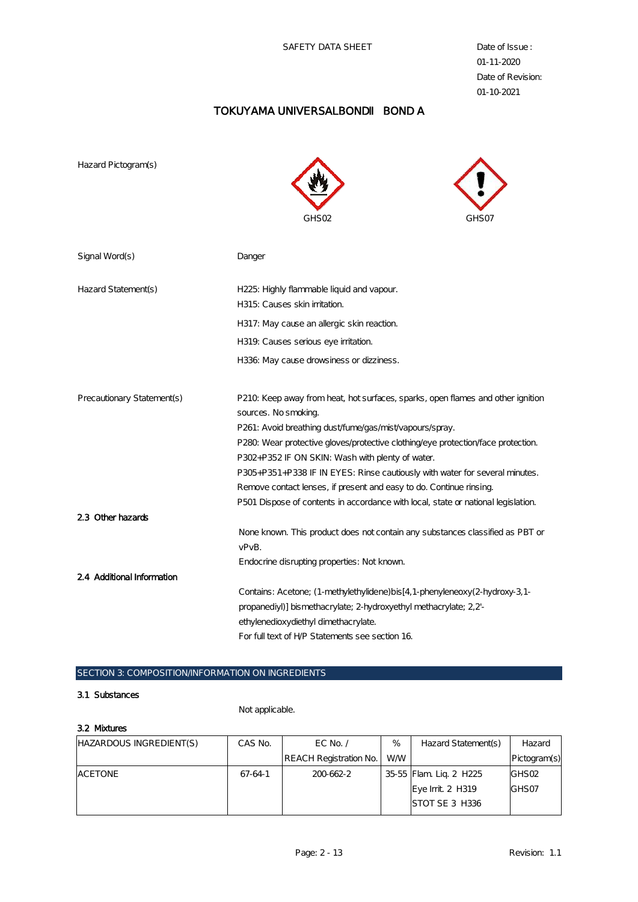Hazard Pictogram(s)

GHS02 GHS07

Signal Word(s) Danger

Hazard Statement(s)

H225: Highly flammable liquid and vapour.
H315: Causes skin irritation.
H317: May cause an allergic skin reaction.
H319: Causes serious eye irritation.
H336: May cause drowsiness or dizziness.

Precautionary Statement(s)

P210: Keep away from heat, hot surfaces, sparks, open flames and other ignition sources. No smoking.
P261: Avoid breathing dust/fume/gas/mist/vapours/spray.
P280: Wear protective gloves/protective clothing/eye protection/face protection.
P302+P352 IF ON SKIN: Wash with plenty of water.
P305+P351+P338 IF IN EYES: Rinse cautiously with water for several minutes. Remove contact lenses, if present and easy to do. Continue rinsing.
P501 Dispose of contents in accordance with local, state or national legislation.

### 2.3 Other hazards

None known. This product does not contain any substances classified as PBT or vPvB.
Endocrine disrupting properties: Not known.

### 2.4 Additional Information

Contains: Acetone; (1-methylethylidene)bis[4,1-phenyleneoxy(2-hydroxy-3,1-propanediyl)] bismethacrylate; 2-hydroxyethyl methacrylate; 2,2'-ethylenedioxydiethyl dimethacrylate.
For full text of H/P Statements see section 16.

## SECTION 3: COMPOSITION/INFORMATION ON INGREDIENTS

### 3.1 Substances

Not applicable.

### 3.2 Mixtures

| HAZARDOUS INGREDIENT(S) | CAS No. | EC No. / REACH Registration No. | % W/W | Hazard Statement(s) | Hazard Pictogram(s) |
|---|---|---|---|---|---|
| ACETONE | 67-64-1 | 200-662-2 | 35-55 | Flam. Liq. 2 H225<br>Eye Irrit. 2 H319<br>STOT SE 3 H336 | GHS02<br>GHS07 |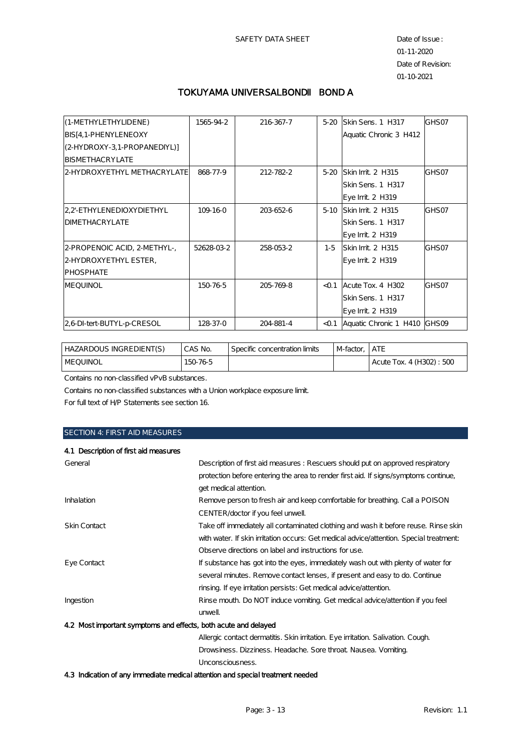SAFETY DATA SHEET

Date of Issue : 01-11-2020
Date of Revision: 01-10-2021

## TOKUYAMA UNIVERSALBONDII　BOND A

| | | | | | |
|---|---|---|---|---|---|
| (1-METHYLETHYLIDENE) BIS[4,1-PHENYLENEOXY (2-HYDROXY-3,1-PROPANEDIYL)] BISMETHACRYLATE | 1565-94-2 | 216-367-7 | 5-20 | Skin Sens. 1 H317<br>Aquatic Chronic 3 H412 | GHS07 |
| 2-HYDROXYETHYL METHACRYLATE | 868-77-9 | 212-782-2 | 5-20 | Skin Irrit. 2 H315<br>Skin Sens. 1 H317<br>Eye Irrit. 2 H319 | GHS07 |
| 2,2'-ETHYLENEDIOXYDIETHYL DIMETHACRYLATE | 109-16-0 | 203-652-6 | 5-10 | Skin Irrit. 2 H315<br>Skin Sens. 1 H317<br>Eye Irrit. 2 H319 | GHS07 |
| 2-PROPENOIC ACID, 2-METHYL-, 2-HYDROXYETHYL ESTER, PHOSPHATE | 52628-03-2 | 258-053-2 | 1-5 | Skin Irrit. 2 H315<br>Eye Irrit. 2 H319 | GHS07 |
| MEQUINOL | 150-76-5 | 205-769-8 | <0.1 | Acute Tox. 4 H302<br>Skin Sens. 1 H317<br>Eye Irrit. 2 H319 | GHS07 |
| 2,6-DI-tert-BUTYL-p-CRESOL | 128-37-0 | 204-881-4 | <0.1 | Aquatic Chronic 1 H410 | GHS09 |

| HAZARDOUS INGREDIENT(S) | CAS No. | Specific concentration limits | M-factor, | ATE |
|---|---|---|---|---|
| MEQUINOL | 150-76-5 | | | Acute Tox. 4 (H302) : 500 |

Contains no non-classified vPvB substances.

Contains no non-classified substances with a Union workplace exposure limit.

For full text of H/P Statements see section 16.

## SECTION 4: FIRST AID MEASURES

### 4.1 Description of first aid measures

**General**
Description of first aid measures : Rescuers should put on approved respiratory protection before entering the area to render first aid. If signs/symptoms continue, get medical attention.

**Inhalation**
Remove person to fresh air and keep comfortable for breathing. Call a POISON CENTER/doctor if you feel unwell.

**Skin Contact**
Take off immediately all contaminated clothing and wash it before reuse. Rinse skin with water. If skin irritation occurs: Get medical advice/attention. Special treatment: Observe directions on label and instructions for use.

**Eye Contact**
If substance has got into the eyes, immediately wash out with plenty of water for several minutes. Remove contact lenses, if present and easy to do. Continue rinsing. If eye irritation persists: Get medical advice/attention.

**Ingestion**
Rinse mouth. Do NOT induce vomiting. Get medical advice/attention if you feel unwell.

### 4.2 Most important symptoms and effects, both acute and delayed

Allergic contact dermatitis. Skin irritation. Eye irritation. Salivation. Cough. Drowsiness. Dizziness. Headache. Sore throat. Nausea. Vomiting. Unconsciousness.

### 4.3 Indication of any immediate medical attention and special treatment needed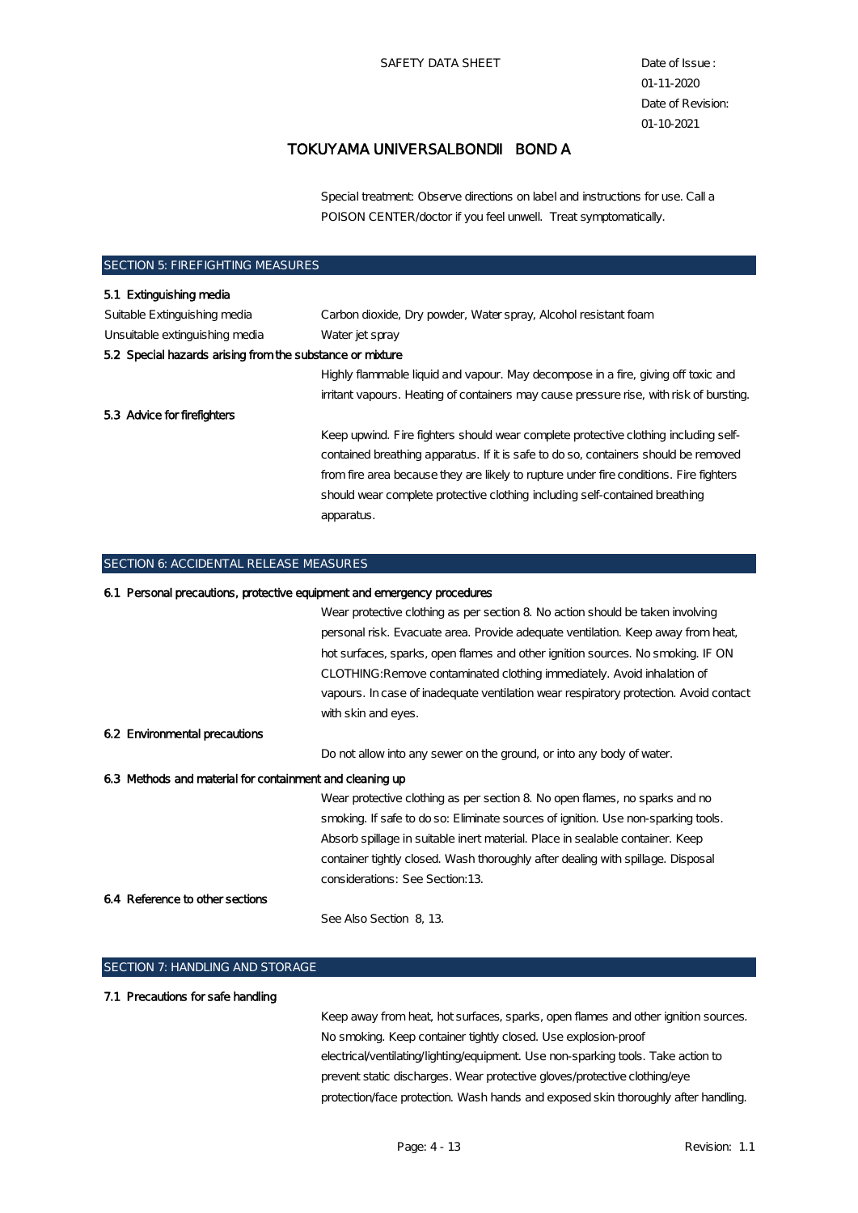Special treatment: Observe directions on label and instructions for use. Call a POISON CENTER/doctor if you feel unwell. Treat symptomatically.

## SECTION 5: FIREFIGHTING MEASURES

**5.1 Extinguishing media**

| | |
|---|---|
| Suitable Extinguishing media | Carbon dioxide, Dry powder, Water spray, Alcohol resistant foam |
| Unsuitable extinguishing media | Water jet spray |

**5.2 Special hazards arising from the substance or mixture**

Highly flammable liquid and vapour. May decompose in a fire, giving off toxic and irritant vapours. Heating of containers may cause pressure rise, with risk of bursting.

**5.3 Advice for firefighters**

Keep upwind. Fire fighters should wear complete protective clothing including self-contained breathing apparatus. If it is safe to do so, containers should be removed from fire area because they are likely to rupture under fire conditions. Fire fighters should wear complete protective clothing including self-contained breathing apparatus.

## SECTION 6: ACCIDENTAL RELEASE MEASURES

**6.1 Personal precautions, protective equipment and emergency procedures**

Wear protective clothing as per section 8. No action should be taken involving personal risk. Evacuate area. Provide adequate ventilation. Keep away from heat, hot surfaces, sparks, open flames and other ignition sources. No smoking. IF ON CLOTHING:Remove contaminated clothing immediately. Avoid inhalation of vapours. In case of inadequate ventilation wear respiratory protection. Avoid contact with skin and eyes.

**6.2 Environmental precautions**

Do not allow into any sewer on the ground, or into any body of water.

**6.3 Methods and material for containment and cleaning up**

Wear protective clothing as per section 8. No open flames, no sparks and no smoking. If safe to do so: Eliminate sources of ignition. Use non-sparking tools. Absorb spillage in suitable inert material. Place in sealable container. Keep container tightly closed. Wash thoroughly after dealing with spillage. Disposal considerations: See Section:13.

**6.4 Reference to other sections**

See Also Section 8, 13.

## SECTION 7: HANDLING AND STORAGE

**7.1 Precautions for safe handling**

Keep away from heat, hot surfaces, sparks, open flames and other ignition sources. No smoking. Keep container tightly closed. Use explosion-proof electrical/ventilating/lighting/equipment. Use non-sparking tools. Take action to prevent static discharges. Wear protective gloves/protective clothing/eye protection/face protection. Wash hands and exposed skin thoroughly after handling.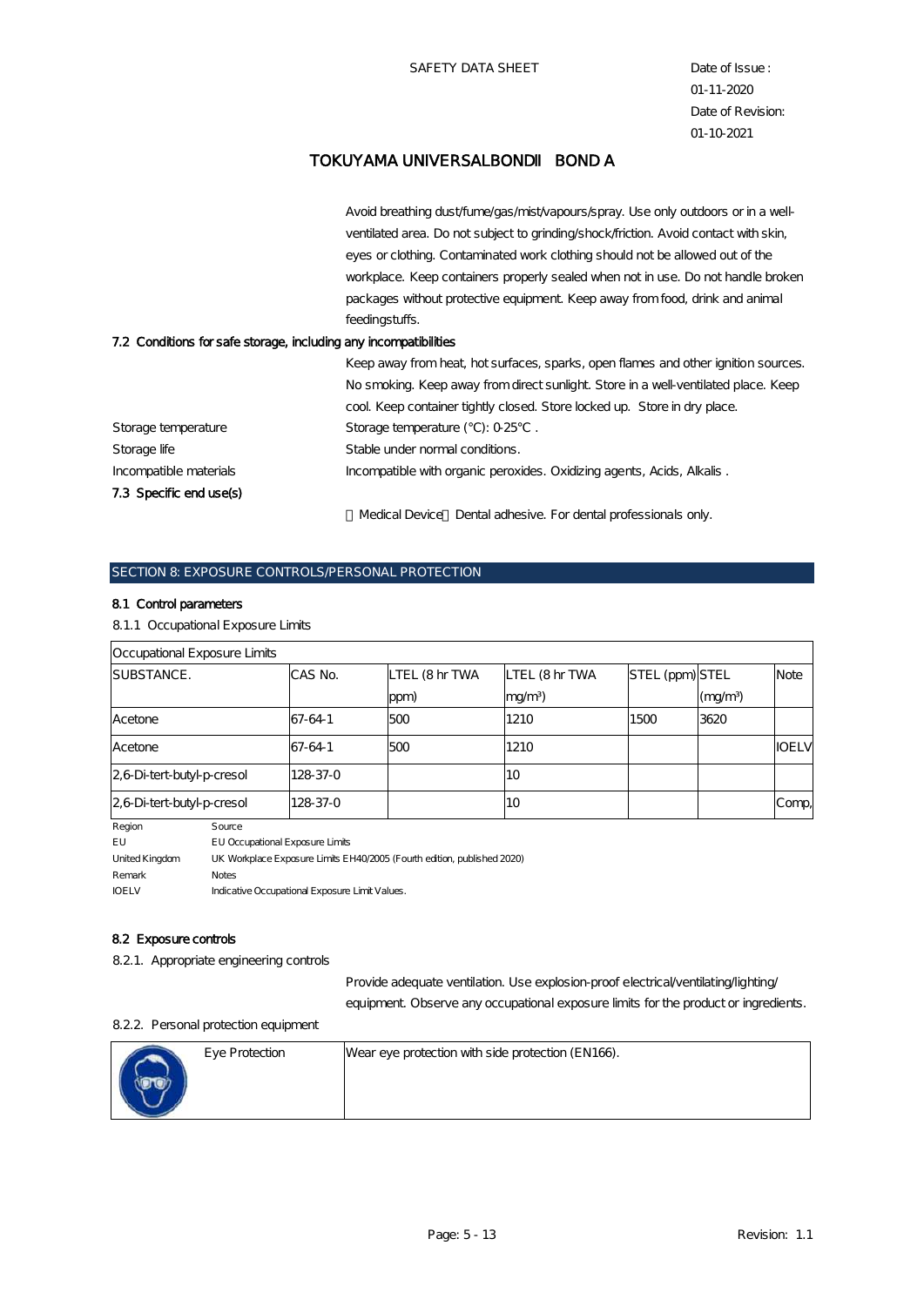Avoid breathing dust/fume/gas/mist/vapours/spray. Use only outdoors or in a well-ventilated area. Do not subject to grinding/shock/friction. Avoid contact with skin, eyes or clothing. Contaminated work clothing should not be allowed out of the workplace. Keep containers properly sealed when not in use. Do not handle broken packages without protective equipment. Keep away from food, drink and animal feedingstuffs.

### 7.2 Conditions for safe storage, including any incompatibilities

Keep away from heat, hot surfaces, sparks, open flames and other ignition sources. No smoking. Keep away from direct sunlight. Store in a well-ventilated place. Keep cool. Keep container tightly closed. Store locked up. Store in dry place.

Storage temperature: Storage temperature (°C): 0-25°C .

Storage life: Stable under normal conditions.

Incompatible materials: Incompatible with organic peroxides. Oxidizing agents, Acids, Alkalis .

### 7.3 Specific end use(s)

Medical Device Dental adhesive. For dental professionals only.

## SECTION 8: EXPOSURE CONTROLS/PERSONAL PROTECTION

### 8.1 Control parameters

8.1.1 Occupational Exposure Limits

| Occupational Exposure Limits | | | | | | |
|---|---|---|---|---|---|---|
| SUBSTANCE. | CAS No. | LTEL (8 hr TWA ppm) | LTEL (8 hr TWA $mg/m^3$) | STEL (ppm) | STEL ($mg/m^3$) | Note |
| Acetone | 67-64-1 | 500 | 1210 | 1500 | 3620 | |
| Acetone | 67-64-1 | 500 | 1210 | | | IOELV |
| 2,6-Di-tert-butyl-p-cresol | 128-37-0 | | 10 | | | |
| 2,6-Di-tert-butyl-p-cresol | 128-37-0 | | 10 | | | Comp, |

| Region | Source |
|---|---|
| EU | EU Occupational Exposure Limits |
| United Kingdom | UK Workplace Exposure Limits EH40/2005 (Fourth edition, published 2020) |
| Remark | Notes |
| IOELV | Indicative Occupational Exposure Limit Values. |

### 8.2 Exposure controls

8.2.1. Appropriate engineering controls

Provide adequate ventilation. Use explosion-proof electrical/ventilating/lighting/ equipment. Observe any occupational exposure limits for the product or ingredients.

8.2.2. Personal protection equipment

| | |
|---|---|
| Eye Protection | Wear eye protection with side protection (EN166). |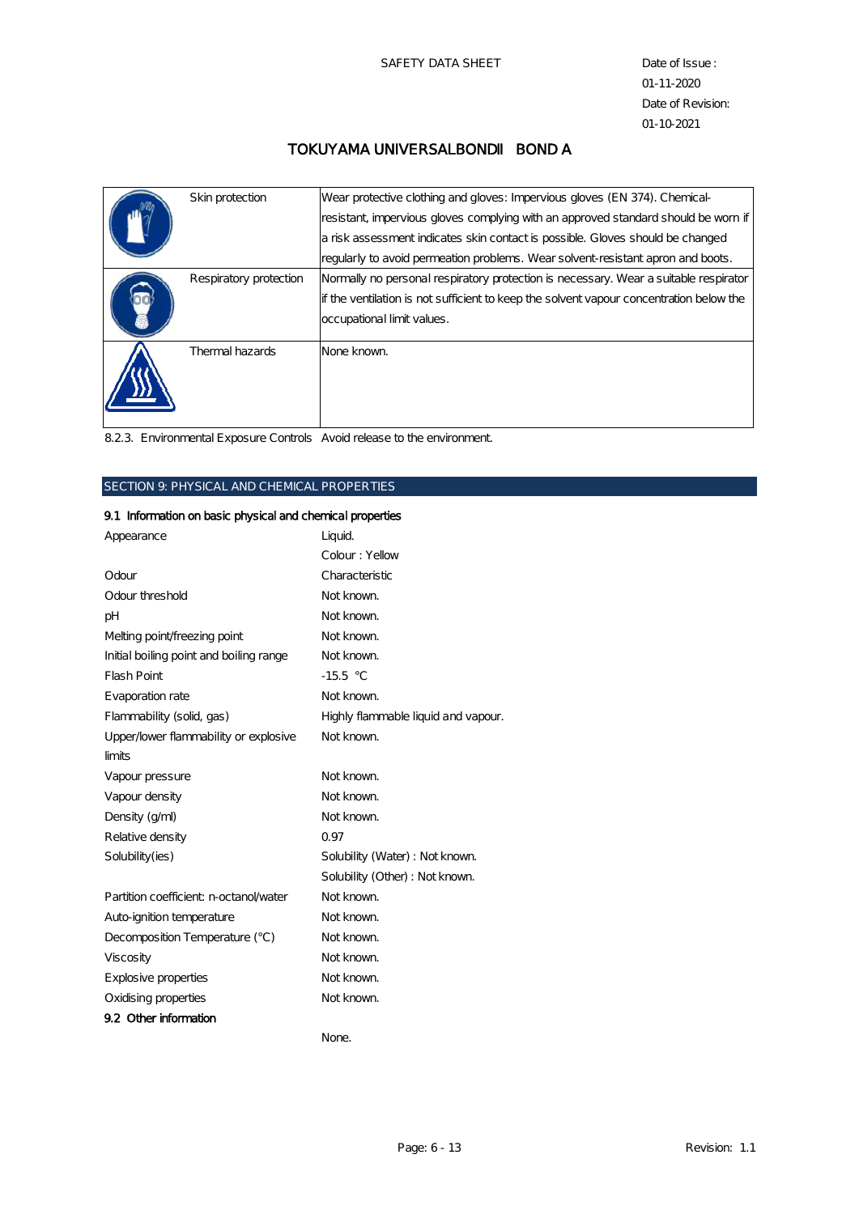# TOKUYAMA UNIVERSALBONDII BOND A

| | | |
|---|---|---|
| | Skin protection | Wear protective clothing and gloves: Impervious gloves (EN 374). Chemical-resistant, impervious gloves complying with an approved standard should be worn if a risk assessment indicates skin contact is possible. Gloves should be changed regularly to avoid permeation problems. Wear solvent-resistant apron and boots. |
| | Respiratory protection | Normally no personal respiratory protection is necessary. Wear a suitable respirator if the ventilation is not sufficient to keep the solvent vapour concentration below the occupational limit values. |
| | Thermal hazards | None known. |

8.2.3. Environmental Exposure Controls Avoid release to the environment.

## SECTION 9: PHYSICAL AND CHEMICAL PROPERTIES

### 9.1 Information on basic physical and chemical properties

| | |
|---|---|
| Appearance | Liquid. |
| | Colour : Yellow |
| Odour | Characteristic |
| Odour threshold | Not known. |
| pH | Not known. |
| Melting point/freezing point | Not known. |
| Initial boiling point and boiling range | Not known. |
| Flash Point | -15.5 °C |
| Evaporation rate | Not known. |
| Flammability (solid, gas) | Highly flammable liquid and vapour. |
| Upper/lower flammability or explosive limits | Not known. |
| Vapour pressure | Not known. |
| Vapour density | Not known. |
| Density (g/ml) | Not known. |
| Relative density | 0.97 |
| Solubility(ies) | Solubility (Water) : Not known. |
| | Solubility (Other) : Not known. |
| Partition coefficient: n-octanol/water | Not known. |
| Auto-ignition temperature | Not known. |
| Decomposition Temperature (°C) | Not known. |
| Viscosity | Not known. |
| Explosive properties | Not known. |
| Oxidising properties | Not known. |

### 9.2 Other information

None.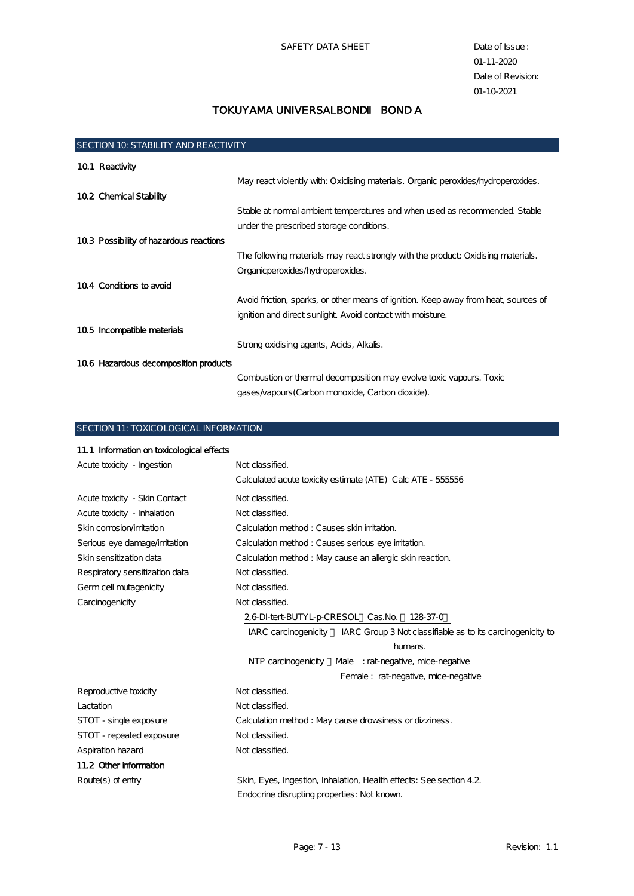# TOKUYAMA UNIVERSALBONDII BOND A

## SECTION 10: STABILITY AND REACTIVITY

### 10.1 Reactivity

May react violently with: Oxidising materials. Organic peroxides/hydroperoxides.

### 10.2 Chemical Stability

Stable at normal ambient temperatures and when used as recommended. Stable under the prescribed storage conditions.

### 10.3 Possibility of hazardous reactions

The following materials may react strongly with the product: Oxidising materials. Organicperoxides/hydroperoxides.

### 10.4 Conditions to avoid

Avoid friction, sparks, or other means of ignition. Keep away from heat, sources of ignition and direct sunlight. Avoid contact with moisture.

### 10.5 Incompatible materials

Strong oxidising agents, Acids, Alkalis.

### 10.6 Hazardous decomposition products

Combustion or thermal decomposition may evolve toxic vapours. Toxic gases/vapours(Carbon monoxide, Carbon dioxide).

## SECTION 11: TOXICOLOGICAL INFORMATION

### 11.1 Information on toxicological effects

| | |
|---|---|
| Acute toxicity - Ingestion | Not classified.<br>Calculated acute toxicity estimate (ATE) Calc ATE - 555556 |
| Acute toxicity - Skin Contact | Not classified. |
| Acute toxicity - Inhalation | Not classified. |
| Skin corrosion/irritation | Calculation method : Causes skin irritation. |
| Serious eye damage/irritation | Calculation method : Causes serious eye irritation. |
| Skin sensitization data | Calculation method : May cause an allergic skin reaction. |
| Respiratory sensitization data | Not classified. |
| Germ cell mutagenicity | Not classified. |
| Carcinogenicity | Not classified.<br>2,6-DI-tert-BUTYL-p-CRESOL（Cas.No. ：128-37-0）<br>IARC carcinogenicity ： IARC Group 3 Not classifiable as to its carcinogenicity to humans.<br>NTP carcinogenicity ：Male : rat-negative, mice-negative<br>Female : rat-negative, mice-negative |
| Reproductive toxicity | Not classified. |
| Lactation | Not classified. |
| STOT - single exposure | Calculation method : May cause drowsiness or dizziness. |
| STOT - repeated exposure | Not classified. |
| Aspiration hazard | Not classified. |

### 11.2 Other information

| | |
|---|---|
| Route(s) of entry | Skin, Eyes, Ingestion, Inhalation, Health effects: See section 4.2.<br>Endocrine disrupting properties: Not known. |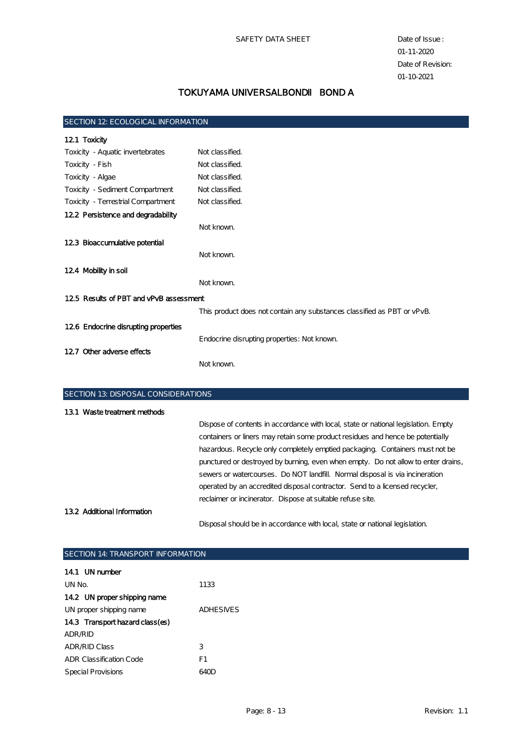## SECTION 12: ECOLOGICAL INFORMATION

### 12.1 Toxicity

| | |
|---|---|
| Toxicity - Aquatic invertebrates | Not classified. |
| Toxicity - Fish | Not classified. |
| Toxicity - Algae | Not classified. |
| Toxicity - Sediment Compartment | Not classified. |
| Toxicity - Terrestrial Compartment | Not classified. |

### 12.2 Persistence and degradability

Not known.

### 12.3 Bioaccumulative potential

Not known.

### 12.4 Mobility in soil

Not known.

### 12.5 Results of PBT and vPvB assessment

This product does not contain any substances classified as PBT or vPvB.

### 12.6 Endocrine disrupting properties

Endocrine disrupting properties: Not known.

### 12.7 Other adverse effects

Not known.

## SECTION 13: DISPOSAL CONSIDERATIONS

### 13.1 Waste treatment methods

Dispose of contents in accordance with local, state or national legislation. Empty containers or liners may retain some product residues and hence be potentially hazardous. Recycle only completely emptied packaging. Containers must not be punctured or destroyed by burning, even when empty. Do not allow to enter drains, sewers or watercourses. Do NOT landfill. Normal disposal is via incineration operated by an accredited disposal contractor. Send to a licensed recycler, reclaimer or incinerator. Dispose at suitable refuse site.

### 13.2 Additional Information

Disposal should be in accordance with local, state or national legislation.

## SECTION 14: TRANSPORT INFORMATION

### 14.1 UN number

| | |
|---|---|
| UN No. | 1133 |

### 14.2 UN proper shipping name

| | |
|---|---|
| UN proper shipping name | ADHESIVES |

### 14.3 Transport hazard class(es)

ADR/RID

| | |
|---|---|
| ADR/RID Class | 3 |
| ADR Classification Code | F1 |
| Special Provisions | 640D |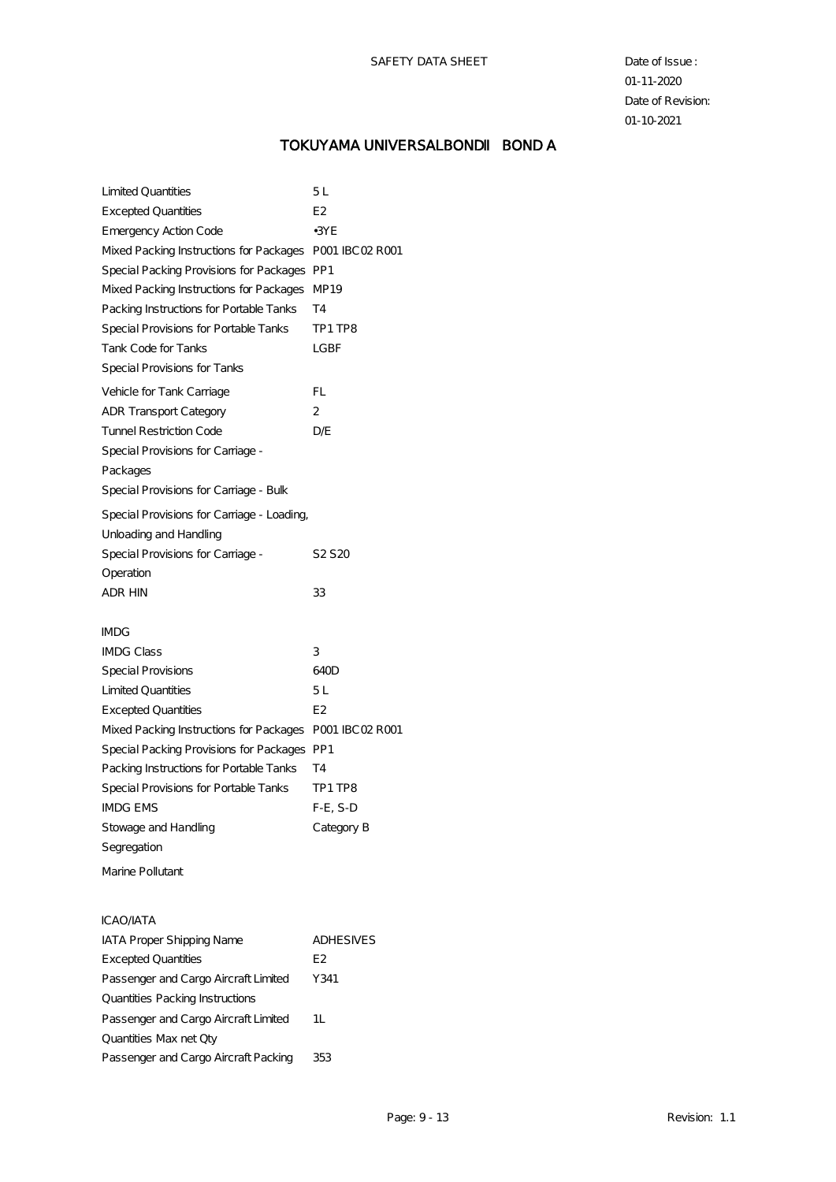# TOKUYAMA UNIVERSALBONDII BOND A

| | |
|---|---|
| Limited Quantities | 5 L |
| Excepted Quantities | E2 |
| Emergency Action Code | •3YE |
| Mixed Packing Instructions for Packages | P001 IBC02 R001 |
| Special Packing Provisions for Packages | PP1 |
| Mixed Packing Instructions for Packages | MP19 |
| Packing Instructions for Portable Tanks | T4 |
| Special Provisions for Portable Tanks | TP1 TP8 |
| Tank Code for Tanks | LGBF |
| Special Provisions for Tanks | |
| Vehicle for Tank Carriage | FL |
| ADR Transport Category | 2 |
| Tunnel Restriction Code | D/E |
| Special Provisions for Carriage - Packages | |
| Special Provisions for Carriage - Bulk | |
| Special Provisions for Carriage - Loading, Unloading and Handling | |
| Special Provisions for Carriage - Operation | S2 S20 |
| ADR HIN | 33 |

**IMDG**

| | |
|---|---|
| IMDG Class | 3 |
| Special Provisions | 640D |
| Limited Quantities | 5 L |
| Excepted Quantities | E2 |
| Mixed Packing Instructions for Packages | P001 IBC02 R001 |
| Special Packing Provisions for Packages | PP1 |
| Packing Instructions for Portable Tanks | T4 |
| Special Provisions for Portable Tanks | TP1 TP8 |
| IMDG EMS | F-E, S-D |
| Stowage and Handling | Category B |
| Segregation | |
| Marine Pollutant | |

**ICAO/IATA**

| | |
|---|---|
| IATA Proper Shipping Name | ADHESIVES |
| Excepted Quantities | E2 |
| Passenger and Cargo Aircraft Limited Quantities Packing Instructions | Y341 |
| Passenger and Cargo Aircraft Limited Quantities Max net Qty | 1L |
| Passenger and Cargo Aircraft Packing | 353 |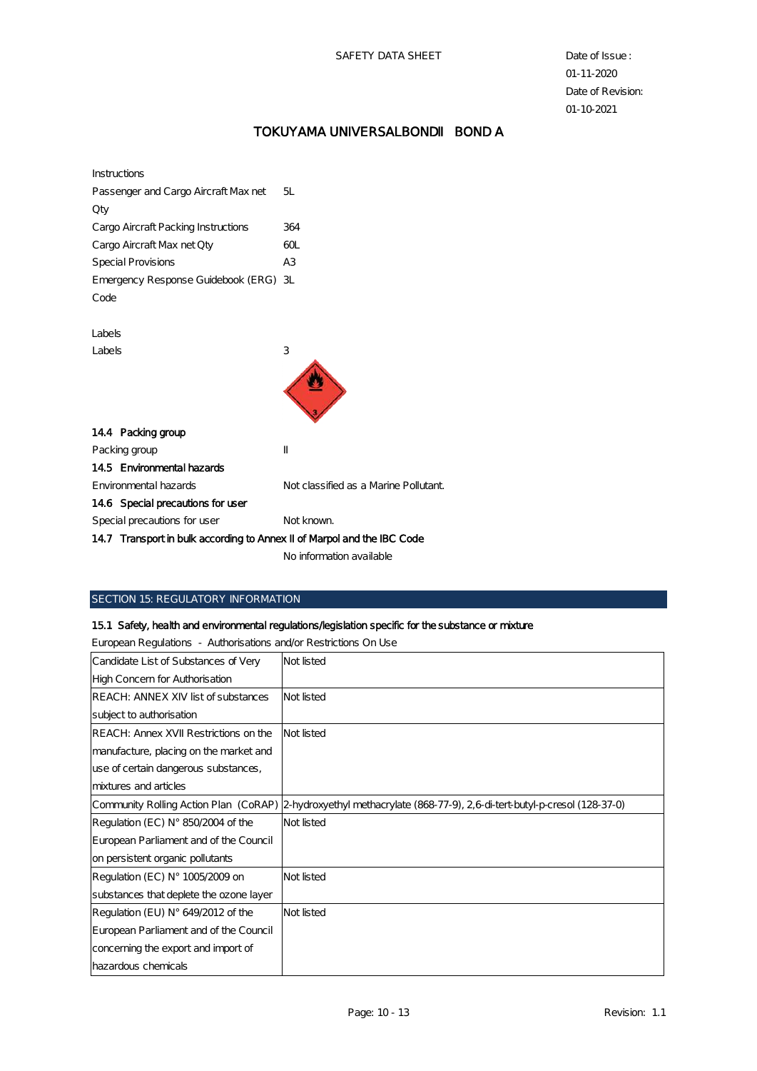Instructions

| | |
|---|---|
| Passenger and Cargo Aircraft Max net Qty | 5L |
| Cargo Aircraft Packing Instructions | 364 |
| Cargo Aircraft Max net Qty | 60L |
| Special Provisions | A3 |
| Emergency Response Guidebook (ERG) Code | 3L |

Labels

| | |
|---|---|
| Labels | 3 |

### 14.4 Packing group

| | |
|---|---|
| Packing group | II |

### 14.5 Environmental hazards

| | |
|---|---|
| Environmental hazards | Not classified as a Marine Pollutant. |

### 14.6 Special precautions for user

| | |
|---|---|
| Special precautions for user | Not known. |

### 14.7 Transport in bulk according to Annex II of Marpol and the IBC Code

No information available

## SECTION 15: REGULATORY INFORMATION

### 15.1 Safety, health and environmental regulations/legislation specific for the substance or mixture

European Regulations - Authorisations and/or Restrictions On Use

| | |
|---|---|
| Candidate List of Substances of Very High Concern for Authorisation | Not listed |
| REACH: ANNEX XIV list of substances subject to authorisation | Not listed |
| REACH: Annex XVII Restrictions on the manufacture, placing on the market and use of certain dangerous substances, mixtures and articles | Not listed |
| Community Rolling Action Plan (CoRAP) | 2-hydroxyethyl methacrylate (868-77-9), 2,6-di-tert-butyl-p-cresol (128-37-0) |
| Regulation (EC) N° 850/2004 of the European Parliament and of the Council on persistent organic pollutants | Not listed |
| Regulation (EC) N° 1005/2009 on substances that deplete the ozone layer | Not listed |
| Regulation (EU) N° 649/2012 of the European Parliament and of the Council concerning the export and import of hazardous chemicals | Not listed |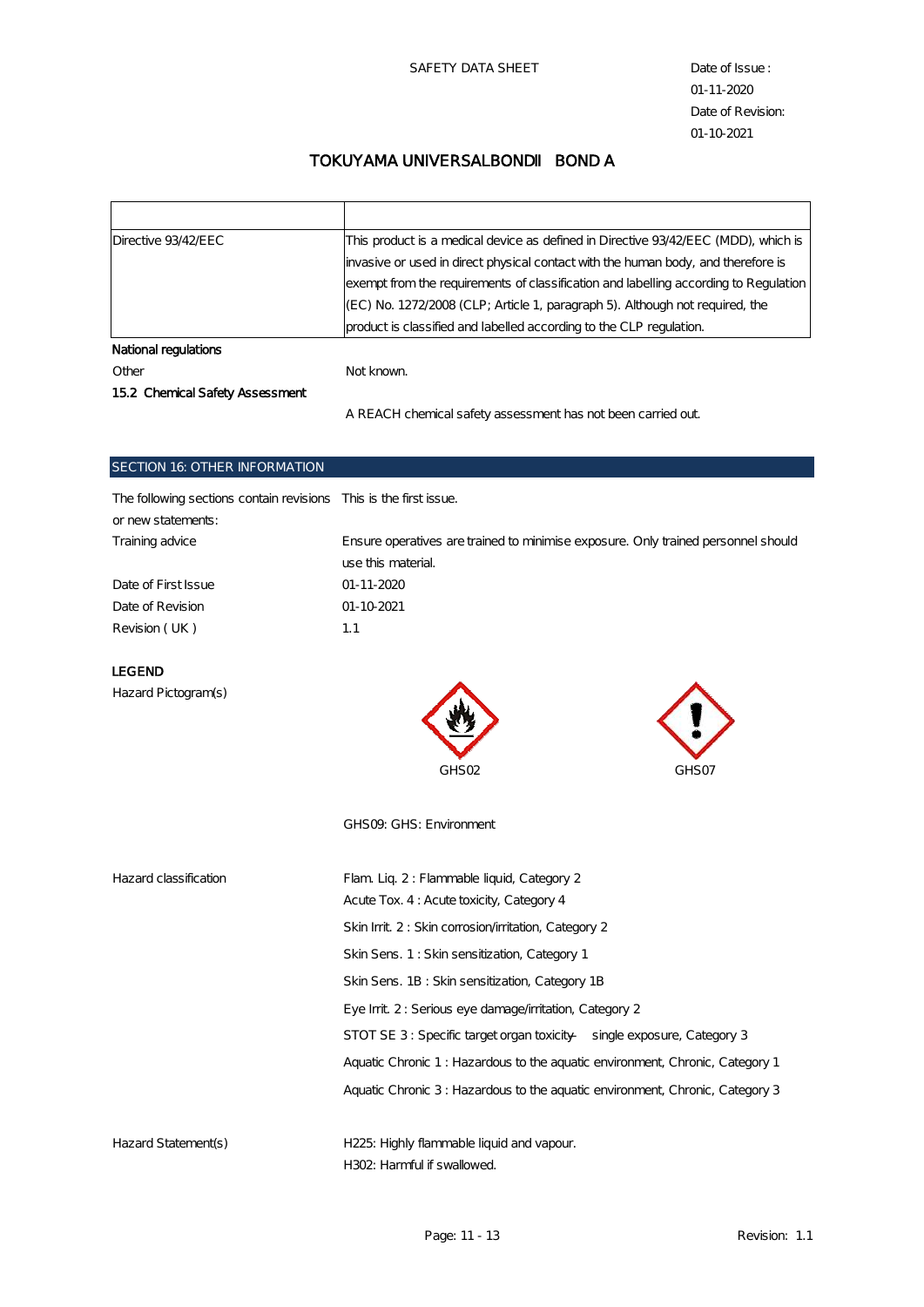TOKUYAMA UNIVERSALBONDII BOND A

| | |
|---|---|
| Directive 93/42/EEC | This product is a medical device as defined in Directive 93/42/EEC (MDD), which is invasive or used in direct physical contact with the human body, and therefore is exempt from the requirements of classification and labelling according to Regulation (EC) No. 1272/2008 (CLP; Article 1, paragraph 5). Although not required, the product is classified and labelled according to the CLP regulation. |

**National regulations**

Other — Not known.

**15.2 Chemical Safety Assessment**

A REACH chemical safety assessment has not been carried out.

## SECTION 16: OTHER INFORMATION

| | |
|---|---|
| The following sections contain revisions or new statements: | This is the first issue. |
| Training advice | Ensure operatives are trained to minimise exposure. Only trained personnel should use this material. |
| Date of First Issue | 01-11-2020 |
| Date of Revision | 01-10-2021 |
| Revision ( UK ) | 1.1 |

**LEGEND**

Hazard Pictogram(s)

GHS02

GHS07

GHS09: GHS: Environment

Hazard classification

- Flam. Liq. 2 : Flammable liquid, Category 2
- Acute Tox. 4 : Acute toxicity, Category 4
- Skin Irrit. 2 : Skin corrosion/irritation, Category 2
- Skin Sens. 1 : Skin sensitization, Category 1
- Skin Sens. 1B : Skin sensitization, Category 1B
- Eye Irrit. 2 : Serious eye damage/irritation, Category 2
- STOT SE 3 : Specific target organ toxicity — single exposure, Category 3
- Aquatic Chronic 1 : Hazardous to the aquatic environment, Chronic, Category 1
- Aquatic Chronic 3 : Hazardous to the aquatic environment, Chronic, Category 3

Hazard Statement(s)

- H225: Highly flammable liquid and vapour.
- H302: Harmful if swallowed.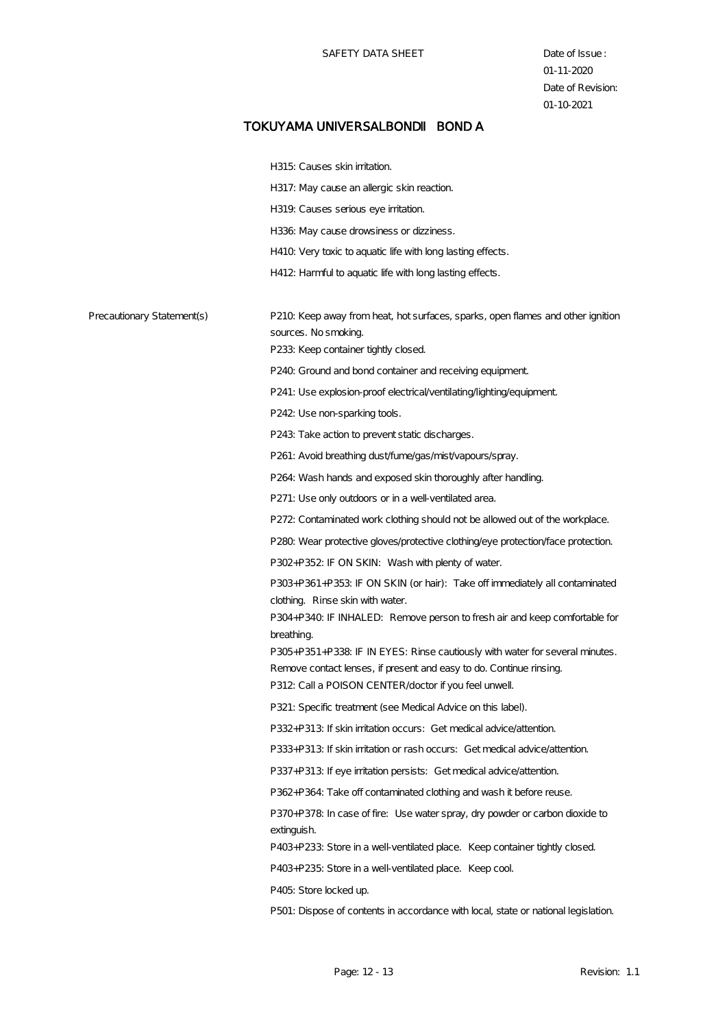H315: Causes skin irritation.

H317: May cause an allergic skin reaction.

H319: Causes serious eye irritation.

H336: May cause drowsiness or dizziness.

H410: Very toxic to aquatic life with long lasting effects.

H412: Harmful to aquatic life with long lasting effects.

Precautionary Statement(s)

P210: Keep away from heat, hot surfaces, sparks, open flames and other ignition sources. No smoking.

P233: Keep container tightly closed.

P240: Ground and bond container and receiving equipment.

P241: Use explosion-proof electrical/ventilating/lighting/equipment.

P242: Use non-sparking tools.

P243: Take action to prevent static discharges.

P261: Avoid breathing dust/fume/gas/mist/vapours/spray.

P264: Wash hands and exposed skin thoroughly after handling.

P271: Use only outdoors or in a well-ventilated area.

P272: Contaminated work clothing should not be allowed out of the workplace.

P280: Wear protective gloves/protective clothing/eye protection/face protection.

P302+P352: IF ON SKIN: Wash with plenty of water.

P303+P361+P353: IF ON SKIN (or hair): Take off immediately all contaminated clothing. Rinse skin with water.

P304+P340: IF INHALED: Remove person to fresh air and keep comfortable for breathing.

P305+P351+P338: IF IN EYES: Rinse cautiously with water for several minutes. Remove contact lenses, if present and easy to do. Continue rinsing.

P312: Call a POISON CENTER/doctor if you feel unwell.

P321: Specific treatment (see Medical Advice on this label).

P332+P313: If skin irritation occurs: Get medical advice/attention.

P333+P313: If skin irritation or rash occurs: Get medical advice/attention.

P337+P313: If eye irritation persists: Get medical advice/attention.

P362+P364: Take off contaminated clothing and wash it before reuse.

P370+P378: In case of fire: Use water spray, dry powder or carbon dioxide to extinguish.

P403+P233: Store in a well-ventilated place. Keep container tightly closed.

P403+P235: Store in a well-ventilated place. Keep cool.

P405: Store locked up.

P501: Dispose of contents in accordance with local, state or national legislation.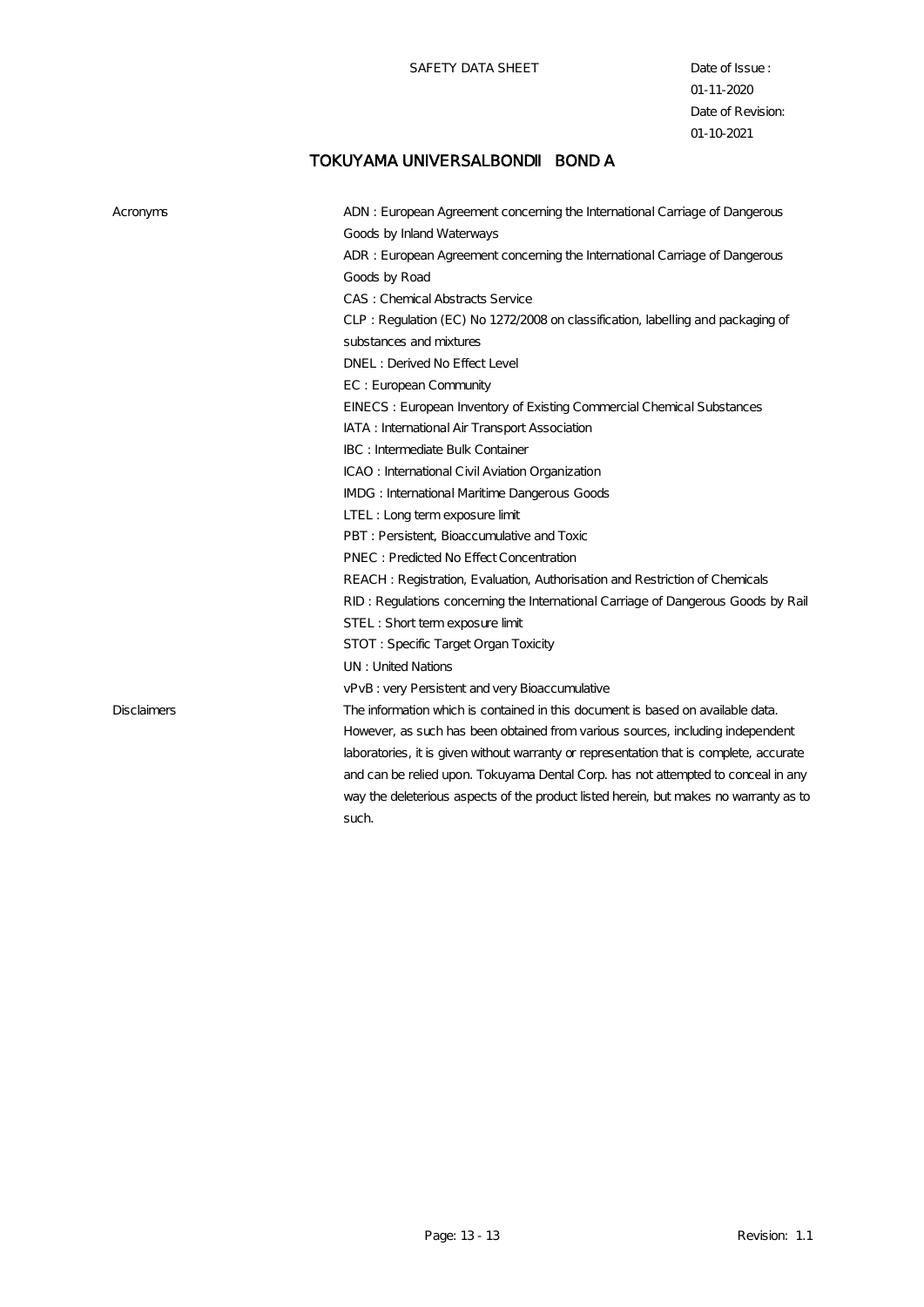| | |
|---|---|
| Acronyms | ADN : European Agreement concerning the International Carriage of Dangerous Goods by Inland Waterways<br>ADR : European Agreement concerning the International Carriage of Dangerous Goods by Road<br>CAS : Chemical Abstracts Service<br>CLP : Regulation (EC) No 1272/2008 on classification, labelling and packaging of substances and mixtures<br>DNEL : Derived No Effect Level<br>EC : European Community<br>EINECS : European Inventory of Existing Commercial Chemical Substances<br>IATA : International Air Transport Association<br>IBC : Intermediate Bulk Container<br>ICAO : International Civil Aviation Organization<br>IMDG : International Maritime Dangerous Goods<br>LTEL : Long term exposure limit<br>PBT : Persistent, Bioaccumulative and Toxic<br>PNEC : Predicted No Effect Concentration<br>REACH : Registration, Evaluation, Authorisation and Restriction of Chemicals<br>RID : Regulations concerning the International Carriage of Dangerous Goods by Rail<br>STEL : Short term exposure limit<br>STOT : Specific Target Organ Toxicity<br>UN : United Nations<br>vPvB : very Persistent and very Bioaccumulative |
| Disclaimers | The information which is contained in this document is based on available data. However, as such has been obtained from various sources, including independent laboratories, it is given without warranty or representation that is complete, accurate and can be relied upon. Tokuyama Dental Corp. has not attempted to conceal in any way the deleterious aspects of the product listed herein, but makes no warranty as to such. |